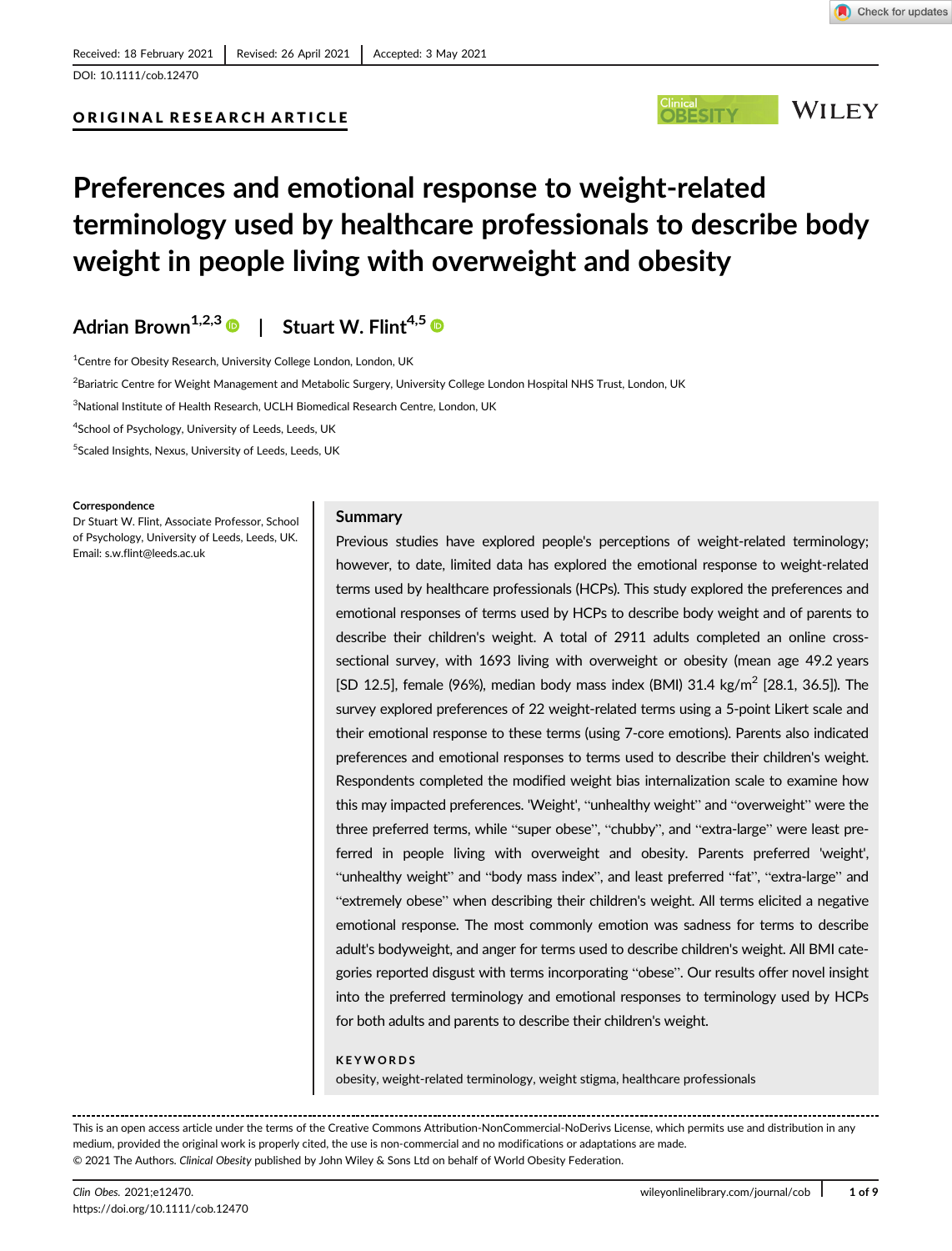Received: 18 February 2021 | Revised: 26 April 2021 | Accepted: 3 May 2021

DOI: 10.1111/cob.12470

**ORIGINAL RESEARCH ARTICLE**

# Preferences and emotional response to weight-related terminology used by healthcare professionals to describe body weight in people living with overweight and obesity

**Adrian Brown[1,2,3] | Stuart W. Flint[4,5]**

[1]Centre for Obesity Research, University College London, London, UK

[2]Bariatric Centre for Weight Management and Metabolic Surgery, University College London Hospital NHS Trust, London, UK

[3]National Institute of Health Research, UCLH Biomedical Research Centre, London, UK

[4]School of Psychology, University of Leeds, Leeds, UK

[5]Scaled Insights, Nexus, University of Leeds, Leeds, UK

**Correspondence**
Dr Stuart W. Flint, Associate Professor, School of Psychology, University of Leeds, Leeds, UK.
Email: s.w.flint@leeds.ac.uk

## Summary

Previous studies have explored people's perceptions of weight-related terminology; however, to date, limited data has explored the emotional response to weight-related terms used by healthcare professionals (HCPs). This study explored the preferences and emotional responses of terms used by HCPs to describe body weight and of parents to describe their children's weight. A total of 2911 adults completed an online cross-sectional survey, with 1693 living with overweight or obesity (mean age 49.2 years [SD 12.5], female (96%), median body mass index (BMI) 31.4 kg/m$^2$ [28.1, 36.5]). The survey explored preferences of 22 weight-related terms using a 5-point Likert scale and their emotional response to these terms (using 7-core emotions). Parents also indicated preferences and emotional responses to terms used to describe their children's weight. Respondents completed the modified weight bias internalization scale to examine how this may impacted preferences. 'Weight', "unhealthy weight" and "overweight" were the three preferred terms, while "super obese", "chubby", and "extra-large" were least preferred in people living with overweight and obesity. Parents preferred 'weight', "unhealthy weight" and "body mass index", and least preferred "fat", "extra-large" and "extremely obese" when describing their children's weight. All terms elicited a negative emotional response. The most commonly emotion was sadness for terms to describe adult's bodyweight, and anger for terms used to describe children's weight. All BMI categories reported disgust with terms incorporating "obese". Our results offer novel insight into the preferred terminology and emotional responses to terminology used by HCPs for both adults and parents to describe their children's weight.

**KEYWORDS**

obesity, weight-related terminology, weight stigma, healthcare professionals

---

This is an open access article under the terms of the Creative Commons Attribution-NonCommercial-NoDerivs License, which permits use and distribution in any medium, provided the original work is properly cited, the use is non-commercial and no modifications or adaptations are made.
© 2021 The Authors. *Clinical Obesity* published by John Wiley & Sons Ltd on behalf of World Obesity Federation.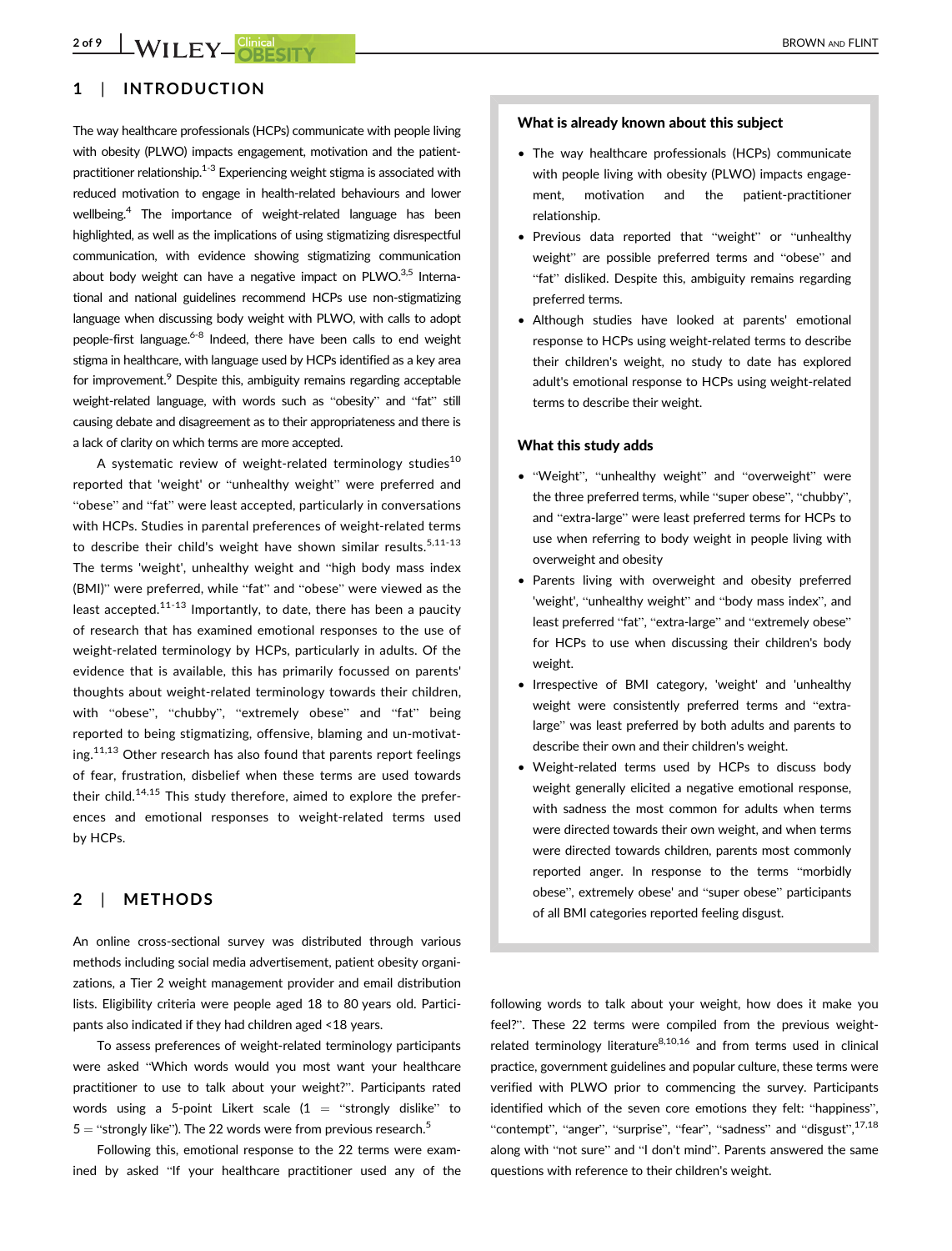## 1 | INTRODUCTION

The way healthcare professionals (HCPs) communicate with people living with obesity (PLWO) impacts engagement, motivation and the patient-practitioner relationship.[1-3] Experiencing weight stigma is associated with reduced motivation to engage in health-related behaviours and lower wellbeing.[4] The importance of weight-related language has been highlighted, as well as the implications of using stigmatizing disrespectful communication, with evidence showing stigmatizing communication about body weight can have a negative impact on PLWO.[3,5] International and national guidelines recommend HCPs use non-stigmatizing language when discussing body weight with PLWO, with calls to adopt people-first language.[6-8] Indeed, there have been calls to end weight stigma in healthcare, with language used by HCPs identified as a key area for improvement.[9] Despite this, ambiguity remains regarding acceptable weight-related language, with words such as "obesity" and "fat" still causing debate and disagreement as to their appropriateness and there is a lack of clarity on which terms are more accepted.

A systematic review of weight-related terminology studies[10] reported that 'weight' or "unhealthy weight" were preferred and "obese" and "fat" were least accepted, particularly in conversations with HCPs. Studies in parental preferences of weight-related terms to describe their child's weight have shown similar results.[5,11-13] The terms 'weight', unhealthy weight" and "high body mass index (BMI)" were preferred, while "fat" and "obese" were viewed as the least accepted.[11-13] Importantly, to date, there has been a paucity of research that has examined emotional responses to the use of weight-related terminology by HCPs, particularly in adults. Of the evidence that is available, this has primarily focussed on parents' thoughts about weight-related terminology towards their children, with "obese", "chubby", "extremely obese" and "fat" being reported to being stigmatizing, offensive, blaming and un-motivating.[11,13] Other research has also found that parents report feelings of fear, frustration, disbelief when these terms are used towards their child.[14,15] This study therefore, aimed to explore the preferences and emotional responses to weight-related terms used by HCPs.

**What is already known about this subject**

- The way healthcare professionals (HCPs) communicate with people living with obesity (PLWO) impacts engagement, motivation and the patient-practitioner relationship.
- Previous data reported that "weight" or "unhealthy weight" are possible preferred terms and "obese" and "fat" disliked. Despite this, ambiguity remains regarding preferred terms.
- Although studies have looked at parents' emotional response to HCPs using weight-related terms to describe their children's weight, no study to date has explored adult's emotional response to HCPs using weight-related terms to describe their weight.

**What this study adds**

- "Weight", "unhealthy weight" and "overweight" were the three preferred terms, while "super obese", "chubby", and "extra-large" were least preferred terms for HCPs to use when referring to body weight in people living with overweight and obesity
- Parents living with overweight and obesity preferred 'weight', "unhealthy weight" and "body mass index", and least preferred "fat", "extra-large" and "extremely obese" for HCPs to use when discussing their children's body weight.
- Irrespective of BMI category, 'weight' and 'unhealthy weight were consistently preferred terms and "extra-large" was least preferred by both adults and parents to describe their own and their children's weight.
- Weight-related terms used by HCPs to discuss body weight generally elicited a negative emotional response, with sadness the most common for adults when terms were directed towards their own weight, and when terms were directed towards children, parents most commonly reported anger. In response to the terms "morbidly obese", extremely obese' and "super obese" participants of all BMI categories reported feeling disgust.

## 2 | METHODS

An online cross-sectional survey was distributed through various methods including social media advertisement, patient obesity organizations, a Tier 2 weight management provider and email distribution lists. Eligibility criteria were people aged 18 to 80 years old. Participants also indicated if they had children aged <18 years.

To assess preferences of weight-related terminology participants were asked "Which words would you most want your healthcare practitioner to use to talk about your weight?". Participants rated words using a 5-point Likert scale (1 = "strongly dislike" to 5 = "strongly like"). The 22 words were from previous research.[5]

Following this, emotional response to the 22 terms were examined by asked "If your healthcare practitioner used any of the following words to talk about your weight, how does it make you feel?". These 22 terms were compiled from the previous weight-related terminology literature[8,10,16] and from terms used in clinical practice, government guidelines and popular culture, these terms were verified with PLWO prior to commencing the survey. Participants identified which of the seven core emotions they felt: "happiness", "contempt", "anger", "surprise", "fear", "sadness" and "disgust",[17,18] along with "not sure" and "I don't mind". Parents answered the same questions with reference to their children's weight.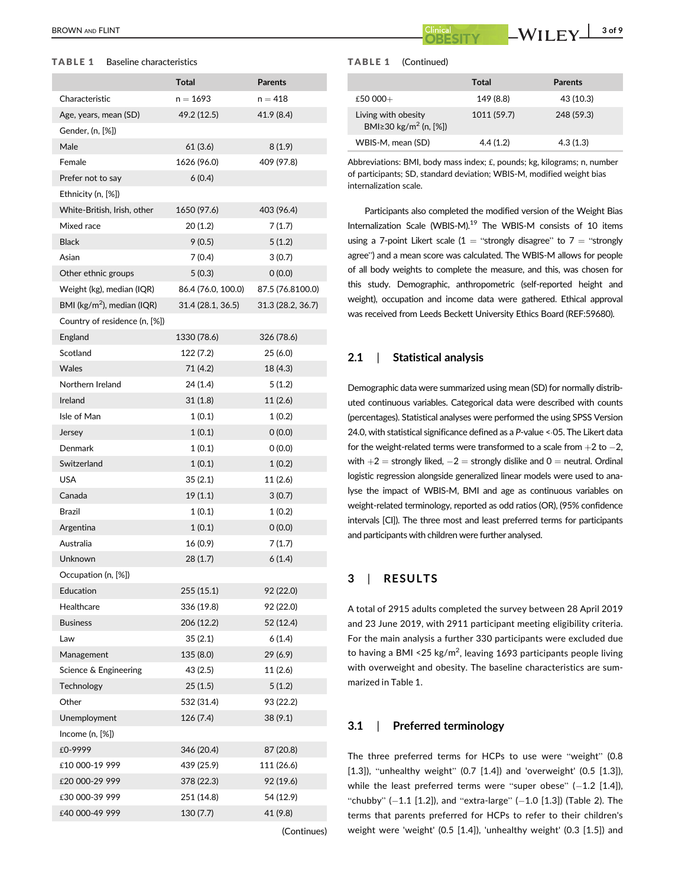**TABLE 1** Baseline characteristics

| | Total | Parents |
|---|---|---|
| Characteristic | n = 1693 | n = 418 |
| Age, years, mean (SD) | 49.2 (12.5) | 41.9 (8.4) |
| Gender, (n, [%]) | | |
| Male | 61 (3.6) | 8 (1.9) |
| Female | 1626 (96.0) | 409 (97.8) |
| Prefer not to say | 6 (0.4) | |
| Ethnicity (n, [%]) | | |
| White-British, Irish, other | 1650 (97.6) | 403 (96.4) |
| Mixed race | 20 (1.2) | 7 (1.7) |
| Black | 9 (0.5) | 5 (1.2) |
| Asian | 7 (0.4) | 3 (0.7) |
| Other ethnic groups | 5 (0.3) | 0 (0.0) |
| Weight (kg), median (IQR) | 86.4 (76.0, 100.0) | 87.5 (76.8100.0) |
| BMI (kg/m$^2$), median (IQR) | 31.4 (28.1, 36.5) | 31.3 (28.2, 36.7) |
| Country of residence (n, [%]) | | |
| England | 1330 (78.6) | 326 (78.6) |
| Scotland | 122 (7.2) | 25 (6.0) |
| Wales | 71 (4.2) | 18 (4.3) |
| Northern Ireland | 24 (1.4) | 5 (1.2) |
| Ireland | 31 (1.8) | 11 (2.6) |
| Isle of Man | 1 (0.1) | 1 (0.2) |
| Jersey | 1 (0.1) | 0 (0.0) |
| Denmark | 1 (0.1) | 0 (0.0) |
| Switzerland | 1 (0.1) | 1 (0.2) |
| USA | 35 (2.1) | 11 (2.6) |
| Canada | 19 (1.1) | 3 (0.7) |
| Brazil | 1 (0.1) | 1 (0.2) |
| Argentina | 1 (0.1) | 0 (0.0) |
| Australia | 16 (0.9) | 7 (1.7) |
| Unknown | 28 (1.7) | 6 (1.4) |
| Occupation (n, [%]) | | |
| Education | 255 (15.1) | 92 (22.0) |
| Healthcare | 336 (19.8) | 92 (22.0) |
| Business | 206 (12.2) | 52 (12.4) |
| Law | 35 (2.1) | 6 (1.4) |
| Management | 135 (8.0) | 29 (6.9) |
| Science & Engineering | 43 (2.5) | 11 (2.6) |
| Technology | 25 (1.5) | 5 (1.2) |
| Other | 532 (31.4) | 93 (22.2) |
| Unemployment | 126 (7.4) | 38 (9.1) |
| Income (n, [%]) | | |
| £0-9999 | 346 (20.4) | 87 (20.8) |
| £10 000-19 999 | 439 (25.9) | 111 (26.6) |
| £20 000-29 999 | 378 (22.3) | 92 (19.6) |
| £30 000-39 999 | 251 (14.8) | 54 (12.9) |
| £40 000-49 999 | 130 (7.7) | 41 (9.8) |
| £50 000+ | 149 (8.8) | 43 (10.3) |
| Living with obesity BMI≥30 kg/m$^2$ (n, [%]) | 1011 (59.7) | 248 (59.3) |
| WBIS-M, mean (SD) | 4.4 (1.2) | 4.3 (1.3) |

Abbreviations: BMI, body mass index; £, pounds; kg, kilograms; n, number of participants; SD, standard deviation; WBIS-M, modified weight bias internalization scale.

Participants also completed the modified version of the Weight Bias Internalization Scale (WBIS-M).[19] The WBIS-M consists of 10 items using a 7-point Likert scale (1 = "strongly disagree" to 7 = "strongly agree") and a mean score was calculated. The WBIS-M allows for people of all body weights to complete the measure, and this, was chosen for this study. Demographic, anthropometric (self-reported height and weight), occupation and income data were gathered. Ethical approval was received from Leeds Beckett University Ethics Board (REF:59680).

## 2.1 | Statistical analysis

Demographic data were summarized using mean (SD) for normally distributed continuous variables. Categorical data were described with counts (percentages). Statistical analyses were performed the using SPSS Version 24.0, with statistical significance defined as a *P*-value <·05. The Likert data for the weight-related terms were transformed to a scale from +2 to −2, with +2 = strongly liked, −2 = strongly dislike and 0 = neutral. Ordinal logistic regression alongside generalized linear models were used to analyse the impact of WBIS-M, BMI and age as continuous variables on weight-related terminology, reported as odd ratios (OR), (95% confidence intervals [CI]). The three most and least preferred terms for participants and participants with children were further analysed.

# 3 | RESULTS

A total of 2915 adults completed the survey between 28 April 2019 and 23 June 2019, with 2911 participant meeting eligibility criteria. For the main analysis a further 330 participants were excluded due to having a BMI <25 kg/m$^2$, leaving 1693 participants people living with overweight and obesity. The baseline characteristics are summarized in Table 1.

## 3.1 | Preferred terminology

The three preferred terms for HCPs to use were "weight" (0.8 [1.3]), "unhealthy weight" (0.7 [1.4]) and 'overweight' (0.5 [1.3]), while the least preferred terms were "super obese" (−1.2 [1.4]), "chubby" (−1.1 [1.2]), and "extra-large" (−1.0 [1.3]) (Table 2). The terms that parents preferred for HCPs to refer to their children's weight were 'weight' (0.5 [1.4]), 'unhealthy weight' (0.3 [1.5]) and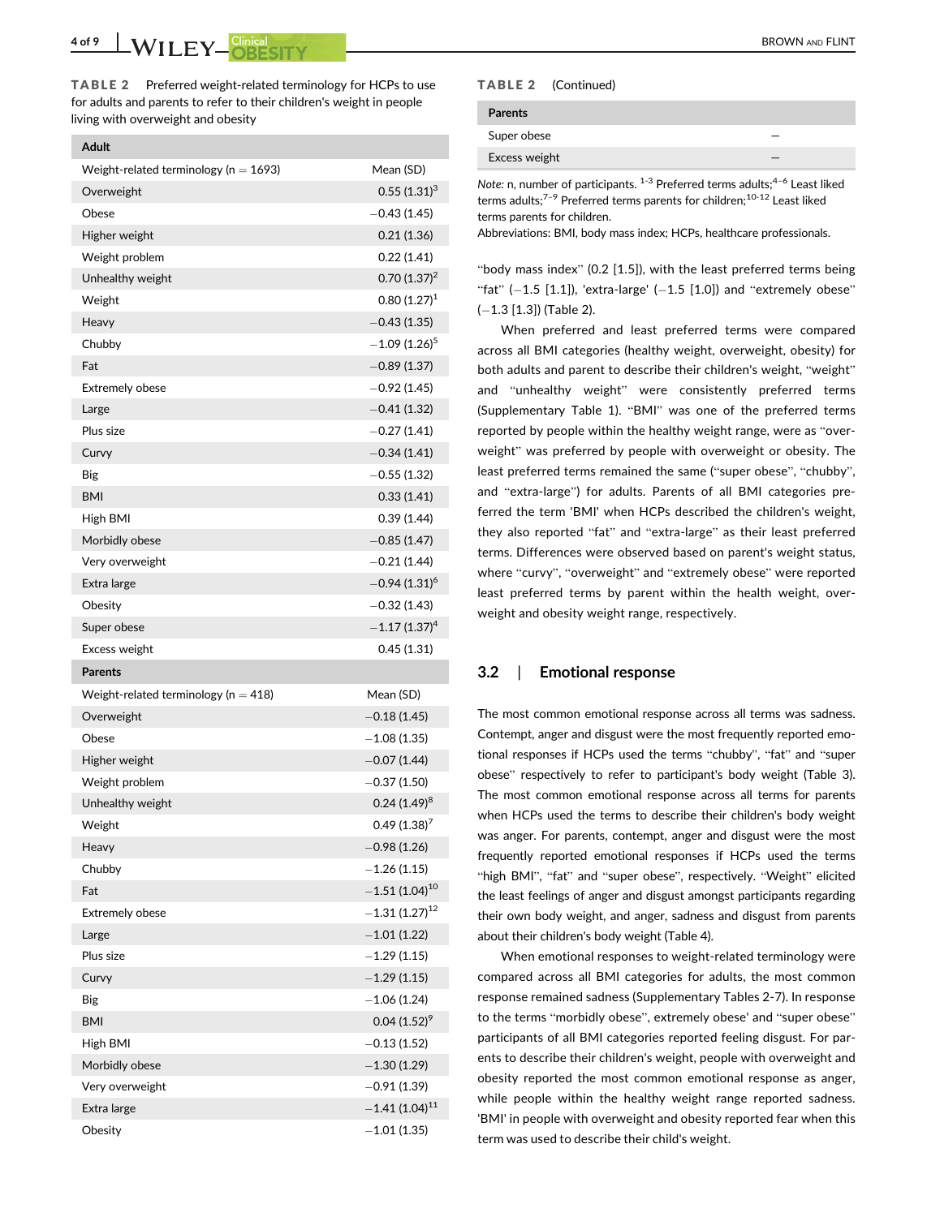**TABLE 2** Preferred weight-related terminology for HCPs to use for adults and parents to refer to their children's weight in people living with overweight and obesity

| Adult | |
|---|---|
| Weight-related terminology (n = 1693) | Mean (SD) |
| Overweight | 0.55 (1.31)[3] |
| Obese | −0.43 (1.45) |
| Higher weight | 0.21 (1.36) |
| Weight problem | 0.22 (1.41) |
| Unhealthy weight | 0.70 (1.37)[2] |
| Weight | 0.80 (1.27)[1] |
| Heavy | −0.43 (1.35) |
| Chubby | −1.09 (1.26)[5] |
| Fat | −0.89 (1.37) |
| Extremely obese | −0.92 (1.45) |
| Large | −0.41 (1.32) |
| Plus size | −0.27 (1.41) |
| Curvy | −0.34 (1.41) |
| Big | −0.55 (1.32) |
| BMI | 0.33 (1.41) |
| High BMI | 0.39 (1.44) |
| Morbidly obese | −0.85 (1.47) |
| Very overweight | −0.21 (1.44) |
| Extra large | −0.94 (1.31)[6] |
| Obesity | −0.32 (1.43) |
| Super obese | −1.17 (1.37)[4] |
| Excess weight | 0.45 (1.31) |
| **Parents** | |
| Weight-related terminology (n = 418) | Mean (SD) |
| Overweight | −0.18 (1.45) |
| Obese | −1.08 (1.35) |
| Higher weight | −0.07 (1.44) |
| Weight problem | −0.37 (1.50) |
| Unhealthy weight | 0.24 (1.49)[8] |
| Weight | 0.49 (1.38)[7] |
| Heavy | −0.98 (1.26) |
| Chubby | −1.26 (1.15) |
| Fat | −1.51 (1.04)[10] |
| Extremely obese | −1.31 (1.27)[12] |
| Large | −1.01 (1.22) |
| Plus size | −1.29 (1.15) |
| Curvy | −1.29 (1.15) |
| Big | −1.06 (1.24) |
| BMI | 0.04 (1.52)[9] |
| High BMI | −0.13 (1.52) |
| Morbidly obese | −1.30 (1.29) |
| Very overweight | −0.91 (1.39) |
| Extra large | −1.41 (1.04)[11] |
| Obesity | −1.01 (1.35) |
| Super obese | – |
| Excess weight | – |

*Note*: n, number of participants. [1-3] Preferred terms adults;[4–6] Least liked terms adults;[7–9] Preferred terms parents for children;[10-12] Least liked terms parents for children.

Abbreviations: BMI, body mass index; HCPs, healthcare professionals.

"body mass index" (0.2 [1.5]), with the least preferred terms being "fat" (−1.5 [1.1]), 'extra-large' (−1.5 [1.0]) and "extremely obese" (−1.3 [1.3]) (Table 2).

When preferred and least preferred terms were compared across all BMI categories (healthy weight, overweight, obesity) for both adults and parent to describe their children's weight, "weight" and "unhealthy weight" were consistently preferred terms (Supplementary Table 1). "BMI" was one of the preferred terms reported by people within the healthy weight range, were as "overweight" was preferred by people with overweight or obesity. The least preferred terms remained the same ("super obese", "chubby", and "extra-large") for adults. Parents of all BMI categories preferred the term 'BMI' when HCPs described the children's weight, they also reported "fat" and "extra-large" as their least preferred terms. Differences were observed based on parent's weight status, where "curvy", "overweight" and "extremely obese" were reported least preferred terms by parent within the health weight, overweight and obesity weight range, respectively.

## 3.2 | Emotional response

The most common emotional response across all terms was sadness. Contempt, anger and disgust were the most frequently reported emotional responses if HCPs used the terms "chubby", "fat" and "super obese" respectively to refer to participant's body weight (Table 3). The most common emotional response across all terms for parents when HCPs used the terms to describe their children's body weight was anger. For parents, contempt, anger and disgust were the most frequently reported emotional responses if HCPs used the terms "high BMI", "fat" and "super obese", respectively. "Weight" elicited the least feelings of anger and disgust amongst participants regarding their own body weight, and anger, sadness and disgust from parents about their children's body weight (Table 4).

When emotional responses to weight-related terminology were compared across all BMI categories for adults, the most common response remained sadness (Supplementary Tables 2-7). In response to the terms "morbidly obese", extremely obese' and "super obese" participants of all BMI categories reported feeling disgust. For parents to describe their children's weight, people with overweight and obesity reported the most common emotional response as anger, while people within the healthy weight range reported sadness. 'BMI' in people with overweight and obesity reported fear when this term was used to describe their child's weight.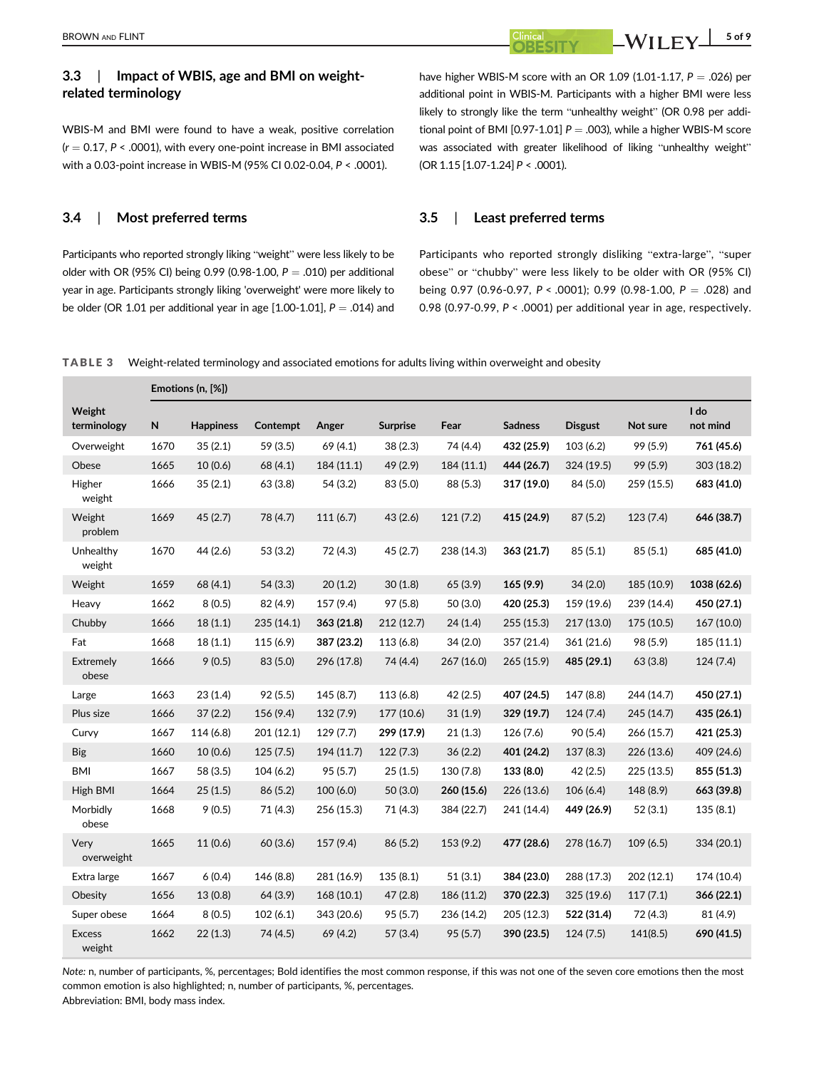### 3.3 | Impact of WBIS, age and BMI on weight-related terminology

WBIS-M and BMI were found to have a weak, positive correlation ($r = 0.17$, $P < .0001$), with every one-point increase in BMI associated with a 0.03-point increase in WBIS-M (95% CI 0.02-0.04, $P < .0001$).

### 3.4 | Most preferred terms

Participants who reported strongly liking "weight" were less likely to be older with OR (95% CI) being 0.99 (0.98-1.00, $P = .010$) per additional year in age. Participants strongly liking 'overweight' were more likely to be older (OR 1.01 per additional year in age [1.00-1.01], $P = .014$) and have higher WBIS-M score with an OR 1.09 (1.01-1.17, $P = .026$) per additional point in WBIS-M. Participants with a higher BMI were less likely to strongly like the term "unhealthy weight" (OR 0.98 per additional point of BMI [0.97-1.01] $P = .003$), while a higher WBIS-M score was associated with greater likelihood of liking "unhealthy weight" (OR 1.15 [1.07-1.24] $P < .0001$).

### 3.5 | Least preferred terms

Participants who reported strongly disliking "extra-large", "super obese" or "chubby" were less likely to be older with OR (95% CI) being 0.97 (0.96-0.97, $P < .0001$); 0.99 (0.98-1.00, $P = .028$) and 0.98 (0.97-0.99, $P < .0001$) per additional year in age, respectively.

**TABLE 3** Weight-related terminology and associated emotions for adults living within overweight and obesity

| Weight terminology | Emotions (n, [%]) | | | | | | | | | |
|---|---|---|---|---|---|---|---|---|---|---|
| | N | Happiness | Contempt | Anger | Surprise | Fear | Sadness | Disgust | Not sure | I do not mind |
| Overweight | 1670 | 35 (2.1) | 59 (3.5) | 69 (4.1) | 38 (2.3) | 74 (4.4) | **432 (25.9)** | 103 (6.2) | 99 (5.9) | **761 (45.6)** |
| Obese | 1665 | 10 (0.6) | 68 (4.1) | 184 (11.1) | 49 (2.9) | 184 (11.1) | **444 (26.7)** | 324 (19.5) | 99 (5.9) | 303 (18.2) |
| Higher weight | 1666 | 35 (2.1) | 63 (3.8) | 54 (3.2) | 83 (5.0) | 88 (5.3) | **317 (19.0)** | 84 (5.0) | 259 (15.5) | **683 (41.0)** |
| Weight problem | 1669 | 45 (2.7) | 78 (4.7) | 111 (6.7) | 43 (2.6) | 121 (7.2) | **415 (24.9)** | 87 (5.2) | 123 (7.4) | **646 (38.7)** |
| Unhealthy weight | 1670 | 44 (2.6) | 53 (3.2) | 72 (4.3) | 45 (2.7) | 238 (14.3) | **363 (21.7)** | 85 (5.1) | 85 (5.1) | **685 (41.0)** |
| Weight | 1659 | 68 (4.1) | 54 (3.3) | 20 (1.2) | 30 (1.8) | 65 (3.9) | **165 (9.9)** | 34 (2.0) | 185 (10.9) | **1038 (62.6)** |
| Heavy | 1662 | 8 (0.5) | 82 (4.9) | 157 (9.4) | 97 (5.8) | 50 (3.0) | **420 (25.3)** | 159 (19.6) | 239 (14.4) | **450 (27.1)** |
| Chubby | 1666 | 18 (1.1) | 235 (14.1) | **363 (21.8)** | 212 (12.7) | 24 (1.4) | 255 (15.3) | 217 (13.0) | 175 (10.5) | 167 (10.0) |
| Fat | 1668 | 18 (1.1) | 115 (6.9) | **387 (23.2)** | 113 (6.8) | 34 (2.0) | 357 (21.4) | 361 (21.6) | 98 (5.9) | 185 (11.1) |
| Extremely obese | 1666 | 9 (0.5) | 83 (5.0) | 296 (17.8) | 74 (4.4) | 267 (16.0) | 265 (15.9) | **485 (29.1)** | 63 (3.8) | 124 (7.4) |
| Large | 1663 | 23 (1.4) | 92 (5.5) | 145 (8.7) | 113 (6.8) | 42 (2.5) | **407 (24.5)** | 147 (8.8) | 244 (14.7) | **450 (27.1)** |
| Plus size | 1666 | 37 (2.2) | 156 (9.4) | 132 (7.9) | 177 (10.6) | 31 (1.9) | **329 (19.7)** | 124 (7.4) | 245 (14.7) | **435 (26.1)** |
| Curvy | 1667 | 114 (6.8) | 201 (12.1) | 129 (7.7) | **299 (17.9)** | 21 (1.3) | 126 (7.6) | 90 (5.4) | 266 (15.7) | **421 (25.3)** |
| Big | 1660 | 10 (0.6) | 125 (7.5) | 194 (11.7) | 122 (7.3) | 36 (2.2) | **401 (24.2)** | 137 (8.3) | 226 (13.6) | 409 (24.6) |
| BMI | 1667 | 58 (3.5) | 104 (6.2) | 95 (5.7) | 25 (1.5) | 130 (7.8) | **133 (8.0)** | 42 (2.5) | 225 (13.5) | **855 (51.3)** |
| High BMI | 1664 | 25 (1.5) | 86 (5.2) | 100 (6.0) | 50 (3.0) | 260 (15.6) | **260 (15.6)** | 226 (13.6) | 106 (6.4) | 148 (8.9) | **663 (39.8)** |
| Morbidly obese | 1668 | 9 (0.5) | 71 (4.3) | 256 (15.3) | 71 (4.3) | 384 (22.7) | 241 (14.4) | **449 (26.9)** | 52 (3.1) | 135 (8.1) |
| Very overweight | 1665 | 11 (0.6) | 60 (3.6) | 157 (9.4) | 86 (5.2) | 153 (9.2) | **477 (28.6)** | 278 (16.7) | 109 (6.5) | 334 (20.1) |
| Extra large | 1667 | 6 (0.4) | 146 (8.8) | 281 (16.9) | 135 (8.1) | 51 (3.1) | **384 (23.0)** | 288 (17.3) | 202 (12.1) | 174 (10.4) |
| Obesity | 1656 | 13 (0.8) | 64 (3.9) | 168 (10.1) | 47 (2.8) | 186 (11.2) | **370 (22.3)** | 325 (19.6) | 117 (7.1) | **366 (22.1)** |
| Super obese | 1664 | 8 (0.5) | 102 (6.1) | 343 (20.6) | 95 (5.7) | 236 (14.2) | 205 (12.3) | **522 (31.4)** | 72 (4.3) | 81 (4.9) |
| Excess weight | 1662 | 22 (1.3) | 74 (4.5) | 69 (4.2) | 57 (3.4) | 95 (5.7) | **390 (23.5)** | 124 (7.5) | 141(8.5) | **690 (41.5)** |

*Note:* n, number of participants, %, percentages; Bold identifies the most common response, if this was not one of the seven core emotions then the most common emotion is also highlighted; n, number of participants, %, percentages.

Abbreviation: BMI, body mass index.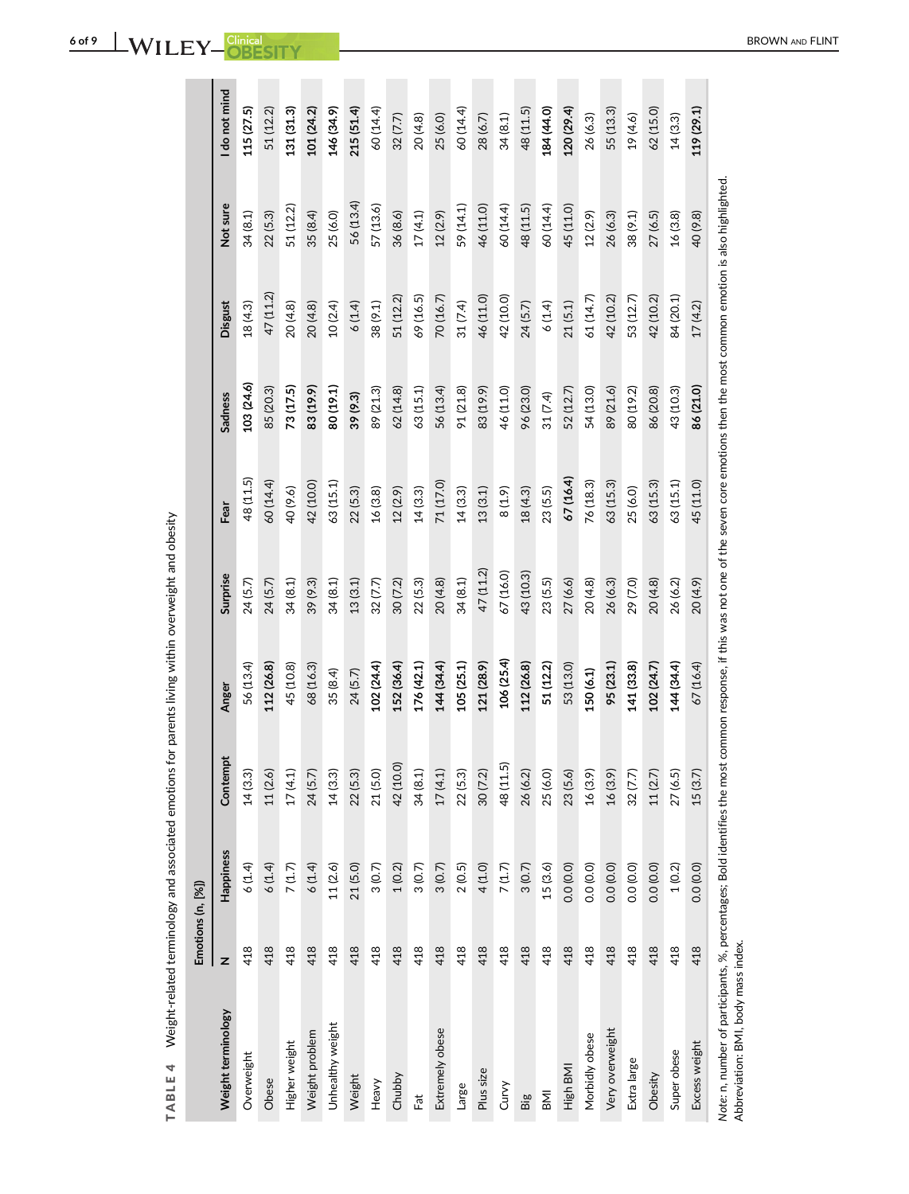**TABLE 4** Weight-related terminology and associated emotions for parents living within overweight and obesity

| Weight terminology | Emotions (n, [%]) | | | | | | | | | |
|---|---|---|---|---|---|---|---|---|---|---|
| | N | Happiness | Contempt | Anger | Surprise | Fear | Sadness | Disgust | Not sure | I do not mind |
| Overweight | 418 | 6 (1.4) | 14 (3.3) | 56 (13.4) | 24 (5.7) | 48 (11.5) | **103 (24.6)** | 18 (4.3) | 34 (8.1) | **115 (27.5)** |
| Obese | 418 | 6 (1.4) | 11 (2.6) | **112 (26.8)** | 24 (5.7) | 60 (14.4) | 85 (20.3) | 47 (11.2) | 22 (5.3) | 51 (12.2) |
| Higher weight | 418 | 7 (1.7) | 17 (4.1) | 45 (10.8) | 34 (8.1) | 40 (9.6) | **73 (17.5)** | 20 (4.8) | 51 (12.2) | **131 (31.3)** |
| Weight problem | 418 | 6 (1.4) | 24 (5.7) | 68 (16.3) | 39 (9.3) | 42 (10.0) | **83 (19.9)** | 20 (4.8) | 35 (8.4) | **101 (24.2)** |
| Unhealthy weight | 418 | 11 (2.6) | 14 (3.3) | 35 (8.4) | 34 (8.1) | 63 (15.1) | **80 (19.1)** | 10 (2.4) | 25 (6.0) | **146 (34.9)** |
| Weight | 418 | 21 (5.0) | 22 (5.3) | 24 (5.7) | 13 (3.1) | 22 (5.3) | **39 (9.3)** | 6 (1.4) | 56 (13.4) | **215 (51.4)** |
| Heavy | 418 | 3 (0.7) | 21 (5.0) | **102 (24.4)** | 32 (7.7) | 16 (3.8) | 89 (21.3) | 38 (9.1) | 57 (13.6) | 60 (14.4) |
| Chubby | 418 | 1 (0.2) | 42 (10.0) | **152 (36.4)** | 30 (7.2) | 12 (2.9) | 62 (14.8) | 51 (12.2) | 36 (8.6) | 32 (7.7) |
| Fat | 418 | 3 (0.7) | 34 (8.1) | **176 (42.1)** | 22 (5.3) | 14 (3.3) | 63 (15.1) | 69 (16.5) | 17 (4.1) | 20 (4.8) |
| Extremely obese | 418 | 3 (0.7) | 17 (4.1) | **144 (34.4)** | 20 (4.8) | 71 (17.0) | 56 (13.4) | 70 (16.7) | 12 (2.9) | 25 (6.0) |
| Large | 418 | 2 (0.5) | 22 (5.3) | **105 (25.1)** | 34 (8.1) | 14 (3.3) | 91 (21.8) | 31 (7.4) | 59 (14.1) | 60 (14.4) |
| Plus size | 418 | 4 (1.0) | 30 (7.2) | **121 (28.9)** | 47 (11.2) | 13 (3.1) | 83 (19.9) | 46 (11.0) | 46 (11.0) | 28 (6.7) |
| Curvy | 418 | 7 (1.7) | 48 (11.5) | **106 (25.4)** | 67 (16.0) | 8 (1.9) | 46 (11.0) | 42 (10.0) | 60 (14.4) | 34 (8.1) |
| Big | 418 | 3 (0.7) | 26 (6.2) | **112 (26.8)** | 43 (10.3) | 18 (4.3) | 96 (23.0) | 24 (5.7) | 48 (11.5) | 48 (11.5) |
| BMI | 418 | 15 (3.6) | 25 (6.0) | **51 (12.2)** | 23 (5.5) | 23 (5.5) | 31 (7.4) | 6 (1.4) | 60 (14.4) | **184 (44.0)** |
| High BMI | 418 | 0.0 (0.0) | 23 (5.6) | 53 (13.0) | 27 (6.6) | **67 (16.4)** | 52 (12.7) | 21 (5.1) | 45 (11.0) | **120 (29.4)** |
| Morbidly obese | 418 | 0.0 (0.0) | 16 (3.9) | **150 (6.1)** | 20 (4.8) | 76 (18.3) | 54 (13.0) | 61 (14.7) | 12 (2.9) | 26 (6.3) |
| Very overweight | 418 | 0.0 (0.0) | 16 (3.9) | **95 (23.1)** | 26 (6.3) | 63 (15.3) | 89 (21.6) | 42 (10.2) | 26 (6.3) | 55 (13.3) |
| Extra large | 418 | 0.0 (0.0) | 32 (7.7) | **141 (33.8)** | 29 (7.0) | 25 (6.0) | 80 (19.2) | 53 (12.7) | 38 (9.1) | 19 (4.6) |
| Obesity | 418 | 0.0 (0.0) | 11 (2.7) | **102 (24.7)** | 20 (4.8) | 63 (15.3) | 86 (20.8) | 42 (10.2) | 27 (6.5) | 62 (15.0) |
| Super obese | 418 | 1 (0.2) | 27 (6.5) | **144 (34.4)** | 26 (6.2) | 63 (15.1) | 43 (10.3) | 84 (20.1) | 16 (3.8) | 14 (3.3) |
| Excess weight | 418 | 0.0 (0.0) | 15 (3.7) | 67 (16.4) | 20 (4.9) | 45 (11.0) | **86 (21.0)** | 17 (4.2) | 40 (9.8) | **119 (29.1)** |

*Note*: n, number of participants, %, percentages; Bold identifies the most common response, if this was not one of the seven core emotions then the most common emotion is also highlighted.
Abbreviation: BMI, body mass index.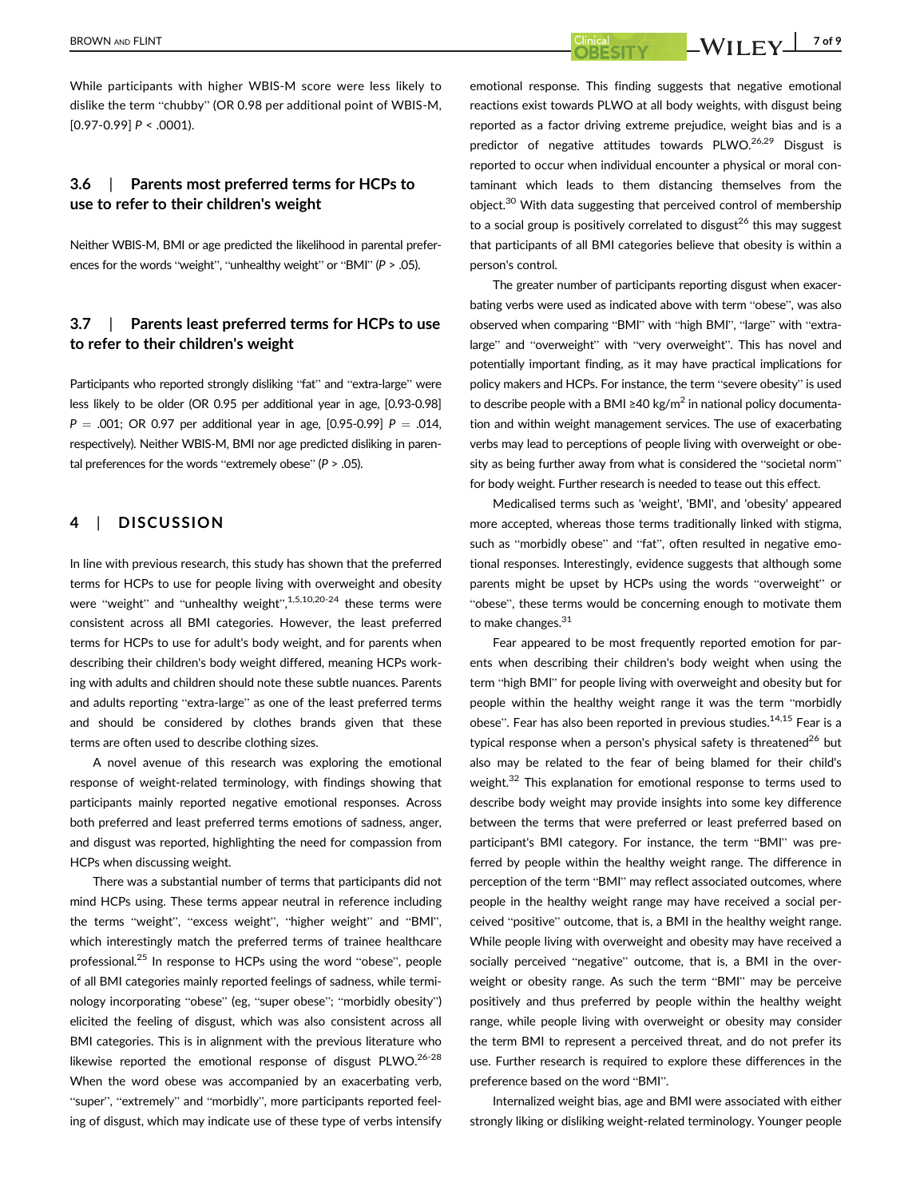While participants with higher WBIS-M score were less likely to dislike the term "chubby" (OR 0.98 per additional point of WBIS-M, [0.97-0.99] $P < .0001$).

### 3.6 | Parents most preferred terms for HCPs to use to refer to their children's weight

Neither WBIS-M, BMI or age predicted the likelihood in parental preferences for the words "weight", "unhealthy weight" or "BMI" ($P > .05$).

### 3.7 | Parents least preferred terms for HCPs to use to refer to their children's weight

Participants who reported strongly disliking "fat" and "extra-large" were less likely to be older (OR 0.95 per additional year in age, [0.93-0.98] $P = .001$; OR 0.97 per additional year in age, [0.95-0.99] $P = .014$, respectively). Neither WBIS-M, BMI nor age predicted disliking in parental preferences for the words "extremely obese" ($P > .05$).

## 4 | DISCUSSION

In line with previous research, this study has shown that the preferred terms for HCPs to use for people living with overweight and obesity were "weight" and "unhealthy weight",[1,5,10,20-24] these terms were consistent across all BMI categories. However, the least preferred terms for HCPs to use for adult's body weight, and for parents when describing their children's body weight differed, meaning HCPs working with adults and children should note these subtle nuances. Parents and adults reporting "extra-large" as one of the least preferred terms and should be considered by clothes brands given that these terms are often used to describe clothing sizes.

A novel avenue of this research was exploring the emotional response of weight-related terminology, with findings showing that participants mainly reported negative emotional responses. Across both preferred and least preferred terms emotions of sadness, anger, and disgust was reported, highlighting the need for compassion from HCPs when discussing weight.

There was a substantial number of terms that participants did not mind HCPs using. These terms appear neutral in reference including the terms "weight", "excess weight", "higher weight" and "BMI", which interestingly match the preferred terms of trainee healthcare professional.[25] In response to HCPs using the word "obese", people of all BMI categories mainly reported feelings of sadness, while terminology incorporating "obese" (eg, "super obese"; "morbidly obesity") elicited the feeling of disgust, which was also consistent across all BMI categories. This is in alignment with the previous literature who likewise reported the emotional response of disgust PLWO.[26-28] When the word obese was accompanied by an exacerbating verb, "super", "extremely" and "morbidly", more participants reported feeling of disgust, which may indicate use of these type of verbs intensify emotional response. This finding suggests that negative emotional reactions exist towards PLWO at all body weights, with disgust being reported as a factor driving extreme prejudice, weight bias and is a predictor of negative attitudes towards PLWO.[26,29] Disgust is reported to occur when individual encounter a physical or moral contaminant which leads to them distancing themselves from the object.[30] With data suggesting that perceived control of membership to a social group is positively correlated to disgust[26] this may suggest that participants of all BMI categories believe that obesity is within a person's control.

The greater number of participants reporting disgust when exacerbating verbs were used as indicated above with term "obese", was also observed when comparing "BMI" with "high BMI", "large" with "extra-large" and "overweight" with "very overweight". This has novel and potentially important finding, as it may have practical implications for policy makers and HCPs. For instance, the term "severe obesity" is used to describe people with a BMI ≥40 $kg/m^2$ in national policy documentation and within weight management services. The use of exacerbating verbs may lead to perceptions of people living with overweight or obesity as being further away from what is considered the "societal norm" for body weight. Further research is needed to tease out this effect.

Medicalised terms such as 'weight', 'BMI', and 'obesity' appeared more accepted, whereas those terms traditionally linked with stigma, such as "morbidly obese" and "fat", often resulted in negative emotional responses. Interestingly, evidence suggests that although some parents might be upset by HCPs using the words "overweight" or "obese", these terms would be concerning enough to motivate them to make changes.[31]

Fear appeared to be most frequently reported emotion for parents when describing their children's body weight when using the term "high BMI" for people living with overweight and obesity but for people within the healthy weight range it was the term "morbidly obese". Fear has also been reported in previous studies.[14,15] Fear is a typical response when a person's physical safety is threatened[26] but also may be related to the fear of being blamed for their child's weight.[32] This explanation for emotional response to terms used to describe body weight may provide insights into some key difference between the terms that were preferred or least preferred based on participant's BMI category. For instance, the term "BMI" was preferred by people within the healthy weight range. The difference in perception of the term "BMI" may reflect associated outcomes, where people in the healthy weight range may have received a social perceived "positive" outcome, that is, a BMI in the healthy weight range. While people living with overweight and obesity may have received a socially perceived "negative" outcome, that is, a BMI in the overweight or obesity range. As such the term "BMI" may be perceive positively and thus preferred by people within the healthy weight range, while people living with overweight or obesity may consider the term BMI to represent a perceived threat, and do not prefer its use. Further research is required to explore these differences in the preference based on the word "BMI".

Internalized weight bias, age and BMI were associated with either strongly liking or disliking weight-related terminology. Younger people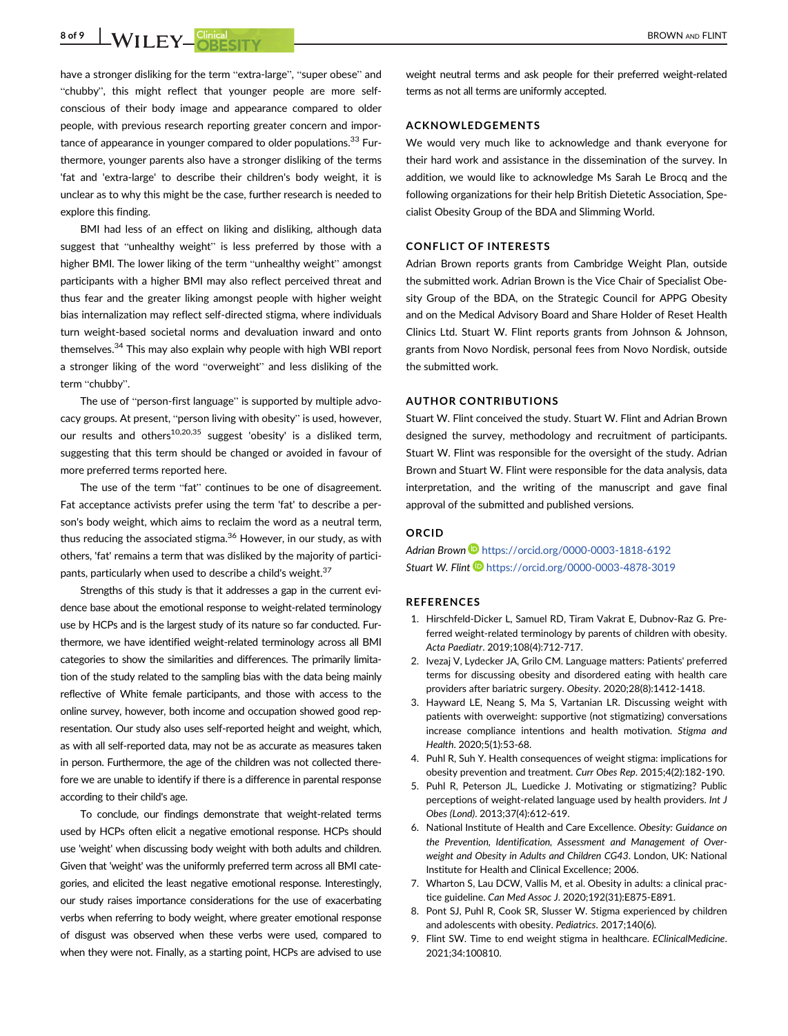have a stronger disliking for the term "extra-large", "super obese" and "chubby", this might reflect that younger people are more self-conscious of their body image and appearance compared to older people, with previous research reporting greater concern and importance of appearance in younger compared to older populations.[33] Furthermore, younger parents also have a stronger disliking of the terms 'fat and 'extra-large' to describe their children's body weight, it is unclear as to why this might be the case, further research is needed to explore this finding.

BMI had less of an effect on liking and disliking, although data suggest that "unhealthy weight" is less preferred by those with a higher BMI. The lower liking of the term "unhealthy weight" amongst participants with a higher BMI may also reflect perceived threat and thus fear and the greater liking amongst people with higher weight bias internalization may reflect self-directed stigma, where individuals turn weight-based societal norms and devaluation inward and onto themselves.[34] This may also explain why people with high WBI report a stronger liking of the word "overweight" and less disliking of the term "chubby".

The use of "person-first language" is supported by multiple advocacy groups. At present, "person living with obesity" is used, however, our results and others[10,20,35] suggest 'obesity' is a disliked term, suggesting that this term should be changed or avoided in favour of more preferred terms reported here.

The use of the term "fat" continues to be one of disagreement. Fat acceptance activists prefer using the term 'fat' to describe a person's body weight, which aims to reclaim the word as a neutral term, thus reducing the associated stigma.[36] However, in our study, as with others, 'fat' remains a term that was disliked by the majority of participants, particularly when used to describe a child's weight.[37]

Strengths of this study is that it addresses a gap in the current evidence base about the emotional response to weight-related terminology use by HCPs and is the largest study of its nature so far conducted. Furthermore, we have identified weight-related terminology across all BMI categories to show the similarities and differences. The primarily limitation of the study related to the sampling bias with the data being mainly reflective of White female participants, and those with access to the online survey, however, both income and occupation showed good representation. Our study also uses self-reported height and weight, which, as with all self-reported data, may not be as accurate as measures taken in person. Furthermore, the age of the children was not collected therefore we are unable to identify if there is a difference in parental response according to their child's age.

To conclude, our findings demonstrate that weight-related terms used by HCPs often elicit a negative emotional response. HCPs should use 'weight' when discussing body weight with both adults and children. Given that 'weight' was the uniformly preferred term across all BMI categories, and elicited the least negative emotional response. Interestingly, our study raises importance considerations for the use of exacerbating verbs when referring to body weight, where greater emotional response of disgust was observed when these verbs were used, compared to when they were not. Finally, as a starting point, HCPs are advised to use weight neutral terms and ask people for their preferred weight-related terms as not all terms are uniformly accepted.

## ACKNOWLEDGEMENTS

We would very much like to acknowledge and thank everyone for their hard work and assistance in the dissemination of the survey. In addition, we would like to acknowledge Ms Sarah Le Brocq and the following organizations for their help British Dietetic Association, Specialist Obesity Group of the BDA and Slimming World.

## CONFLICT OF INTERESTS

Adrian Brown reports grants from Cambridge Weight Plan, outside the submitted work. Adrian Brown is the Vice Chair of Specialist Obesity Group of the BDA, on the Strategic Council for APPG Obesity and on the Medical Advisory Board and Share Holder of Reset Health Clinics Ltd. Stuart W. Flint reports grants from Johnson & Johnson, grants from Novo Nordisk, personal fees from Novo Nordisk, outside the submitted work.

## AUTHOR CONTRIBUTIONS

Stuart W. Flint conceived the study. Stuart W. Flint and Adrian Brown designed the survey, methodology and recruitment of participants. Stuart W. Flint was responsible for the oversight of the study. Adrian Brown and Stuart W. Flint were responsible for the data analysis, data interpretation, and the writing of the manuscript and gave final approval of the submitted and published versions.

## ORCID

*Adrian Brown* https://orcid.org/0000-0003-1818-6192
*Stuart W. Flint* https://orcid.org/0000-0003-4878-3019

## REFERENCES

1. Hirschfeld-Dicker L, Samuel RD, Tiram Vakrat E, Dubnov-Raz G. Preferred weight-related terminology by parents of children with obesity. *Acta Paediatr*. 2019;108(4):712-717.
2. Ivezaj V, Lydecker JA, Grilo CM. Language matters: Patients' preferred terms for discussing obesity and disordered eating with health care providers after bariatric surgery. *Obesity*. 2020;28(8):1412-1418.
3. Hayward LE, Neang S, Ma S, Vartanian LR. Discussing weight with patients with overweight: supportive (not stigmatizing) conversations increase compliance intentions and health motivation. *Stigma and Health*. 2020;5(1):53-68.
4. Puhl R, Suh Y. Health consequences of weight stigma: implications for obesity prevention and treatment. *Curr Obes Rep*. 2015;4(2):182-190.
5. Puhl R, Peterson JL, Luedicke J. Motivating or stigmatizing? Public perceptions of weight-related language used by health providers. *Int J Obes (Lond)*. 2013;37(4):612-619.
6. National Institute of Health and Care Excellence. *Obesity: Guidance on the Prevention, Identification, Assessment and Management of Overweight and Obesity in Adults and Children CG43*. London, UK: National Institute for Health and Clinical Excellence; 2006.
7. Wharton S, Lau DCW, Vallis M, et al. Obesity in adults: a clinical practice guideline. *Can Med Assoc J*. 2020;192(31):E875-E891.
8. Pont SJ, Puhl R, Cook SR, Slusser W. Stigma experienced by children and adolescents with obesity. *Pediatrics*. 2017;140(6).
9. Flint SW. Time to end weight stigma in healthcare. *EClinicalMedicine*. 2021;34:100810.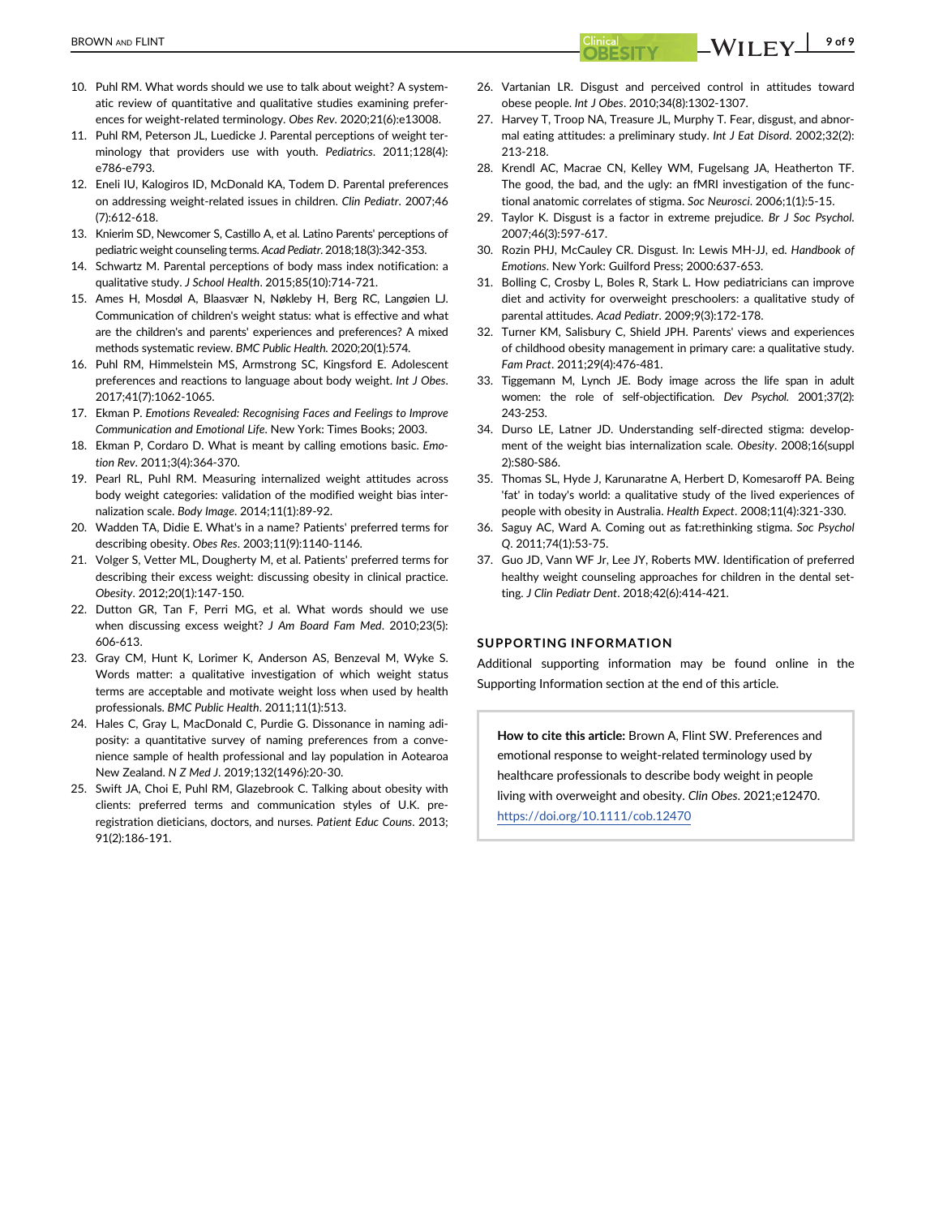10. Puhl RM. What words should we use to talk about weight? A systematic review of quantitative and qualitative studies examining preferences for weight-related terminology. *Obes Rev*. 2020;21(6):e13008.
11. Puhl RM, Peterson JL, Luedicke J. Parental perceptions of weight terminology that providers use with youth. *Pediatrics*. 2011;128(4):e786-e793.
12. Eneli IU, Kalogiros ID, McDonald KA, Todem D. Parental preferences on addressing weight-related issues in children. *Clin Pediatr*. 2007;46(7):612-618.
13. Knierim SD, Newcomer S, Castillo A, et al. Latino Parents' perceptions of pediatric weight counseling terms. *Acad Pediatr*. 2018;18(3):342-353.
14. Schwartz M. Parental perceptions of body mass index notification: a qualitative study. *J School Health*. 2015;85(10):714-721.
15. Ames H, Mosdøl A, Blaasvær N, Nøkleby H, Berg RC, Langøien LJ. Communication of children's weight status: what is effective and what are the children's and parents' experiences and preferences? A mixed methods systematic review. *BMC Public Health*. 2020;20(1):574.
16. Puhl RM, Himmelstein MS, Armstrong SC, Kingsford E. Adolescent preferences and reactions to language about body weight. *Int J Obes*. 2017;41(7):1062-1065.
17. Ekman P. *Emotions Revealed: Recognising Faces and Feelings to Improve Communication and Emotional Life*. New York: Times Books; 2003.
18. Ekman P, Cordaro D. What is meant by calling emotions basic. *Emotion Rev*. 2011;3(4):364-370.
19. Pearl RL, Puhl RM. Measuring internalized weight attitudes across body weight categories: validation of the modified weight bias internalization scale. *Body Image*. 2014;11(1):89-92.
20. Wadden TA, Didie E. What's in a name? Patients' preferred terms for describing obesity. *Obes Res*. 2003;11(9):1140-1146.
21. Volger S, Vetter ML, Dougherty M, et al. Patients' preferred terms for describing their excess weight: discussing obesity in clinical practice. *Obesity*. 2012;20(1):147-150.
22. Dutton GR, Tan F, Perri MG, et al. What words should we use when discussing excess weight? *J Am Board Fam Med*. 2010;23(5):606-613.
23. Gray CM, Hunt K, Lorimer K, Anderson AS, Benzeval M, Wyke S. Words matter: a qualitative investigation of which weight status terms are acceptable and motivate weight loss when used by health professionals. *BMC Public Health*. 2011;11(1):513.
24. Hales C, Gray L, MacDonald C, Purdie G. Dissonance in naming adiposity: a quantitative survey of naming preferences from a convenience sample of health professional and lay population in Aotearoa New Zealand. *N Z Med J*. 2019;132(1496):20-30.
25. Swift JA, Choi E, Puhl RM, Glazebrook C. Talking about obesity with clients: preferred terms and communication styles of U.K. pre-registration dieticians, doctors, and nurses. *Patient Educ Couns*. 2013;91(2):186-191.
26. Vartanian LR. Disgust and perceived control in attitudes toward obese people. *Int J Obes*. 2010;34(8):1302-1307.
27. Harvey T, Troop NA, Treasure JL, Murphy T. Fear, disgust, and abnormal eating attitudes: a preliminary study. *Int J Eat Disord*. 2002;32(2):213-218.
28. Krendl AC, Macrae CN, Kelley WM, Fugelsang JA, Heatherton TF. The good, the bad, and the ugly: an fMRI investigation of the functional anatomic correlates of stigma. *Soc Neurosci*. 2006;1(1):5-15.
29. Taylor K. Disgust is a factor in extreme prejudice. *Br J Soc Psychol*. 2007;46(3):597-617.
30. Rozin PHJ, McCauley CR. Disgust. In: Lewis MH-JJ, ed. *Handbook of Emotions*. New York: Guilford Press; 2000:637-653.
31. Bolling C, Crosby L, Boles R, Stark L. How pediatricians can improve diet and activity for overweight preschoolers: a qualitative study of parental attitudes. *Acad Pediatr*. 2009;9(3):172-178.
32. Turner KM, Salisbury C, Shield JPH. Parents' views and experiences of childhood obesity management in primary care: a qualitative study. *Fam Pract*. 2011;29(4):476-481.
33. Tiggemann M, Lynch JE. Body image across the life span in adult women: the role of self-objectification. *Dev Psychol*. 2001;37(2):243-253.
34. Durso LE, Latner JD. Understanding self-directed stigma: development of the weight bias internalization scale. *Obesity*. 2008;16(suppl 2):S80-S86.
35. Thomas SL, Hyde J, Karunaratne A, Herbert D, Komesaroff PA. Being 'fat' in today's world: a qualitative study of the lived experiences of people with obesity in Australia. *Health Expect*. 2008;11(4):321-330.
36. Saguy AC, Ward A. Coming out as fat:rethinking stigma. *Soc Psychol Q*. 2011;74(1):53-75.
37. Guo JD, Vann WF Jr, Lee JY, Roberts MW. Identification of preferred healthy weight counseling approaches for children in the dental setting. *J Clin Pediatr Dent*. 2018;42(6):414-421.

## SUPPORTING INFORMATION

Additional supporting information may be found online in the Supporting Information section at the end of this article.

**How to cite this article:** Brown A, Flint SW. Preferences and emotional response to weight-related terminology used by healthcare professionals to describe body weight in people living with overweight and obesity. *Clin Obes*. 2021;e12470. https://doi.org/10.1111/cob.12470